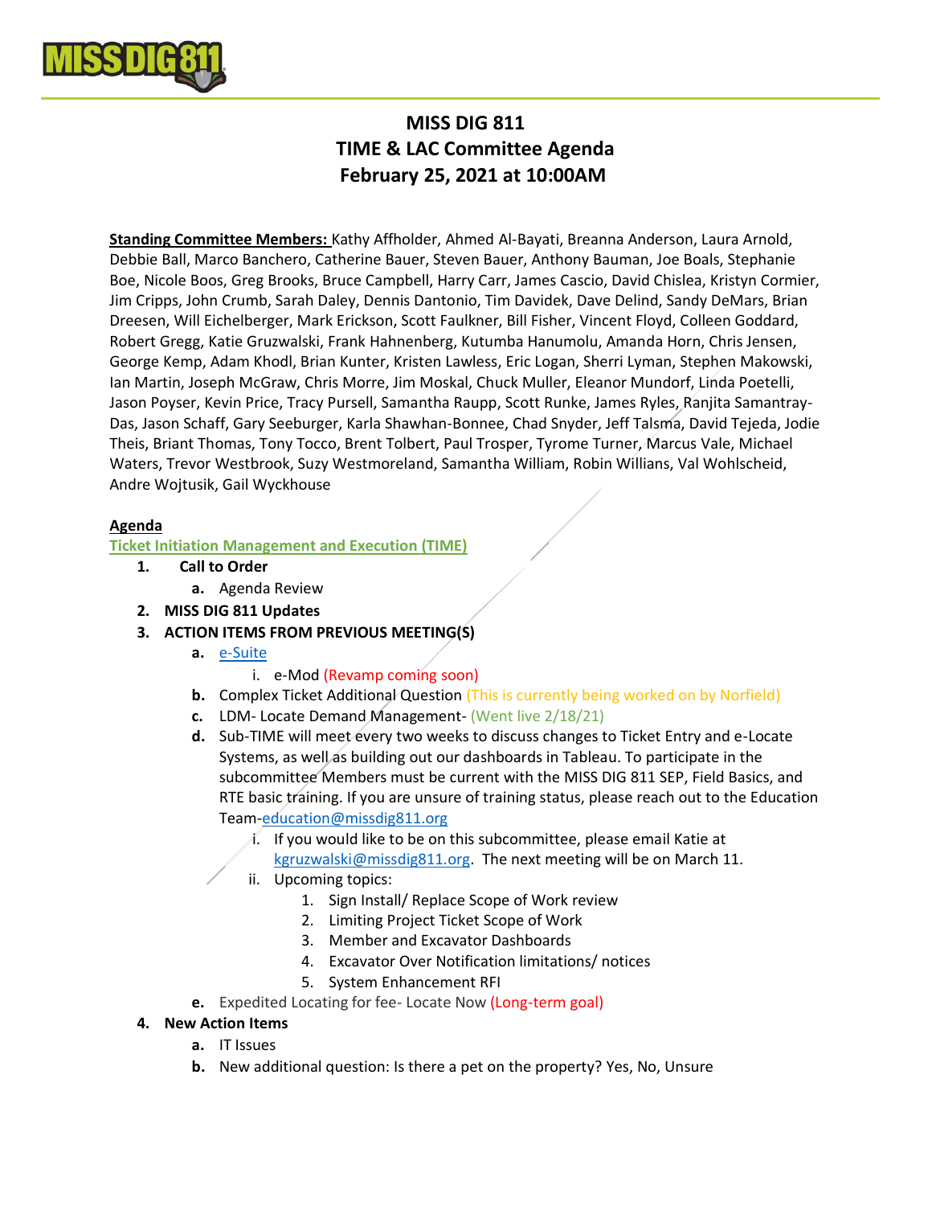# MISS DIG 811
# TIME & LAC Committee Agenda
# February 25, 2021 at 10:00AM

**Standing Committee Members:** Kathy Affholder, Ahmed Al-Bayati, Breanna Anderson, Laura Arnold, Debbie Ball, Marco Banchero, Catherine Bauer, Steven Bauer, Anthony Bauman, Joe Boals, Stephanie Boe, Nicole Boos, Greg Brooks, Bruce Campbell, Harry Carr, James Cascio, David Chislea, Kristyn Cormier, Jim Cripps, John Crumb, Sarah Daley, Dennis Dantonio, Tim Davidek, Dave Delind, Sandy DeMars, Brian Dreesen, Will Eichelberger, Mark Erickson, Scott Faulkner, Bill Fisher, Vincent Floyd, Colleen Goddard, Robert Gregg, Katie Gruzwalski, Frank Hahnenberg, Kutumba Hanumolu, Amanda Horn, Chris Jensen, George Kemp, Adam Khodl, Brian Kunter, Kristen Lawless, Eric Logan, Sherri Lyman, Stephen Makowski, Ian Martin, Joseph McGraw, Chris Morre, Jim Moskal, Chuck Muller, Eleanor Mundorf, Linda Poetelli, Jason Poyser, Kevin Price, Tracy Pursell, Samantha Raupp, Scott Runke, James Ryles, Ranjita Samantray-Das, Jason Schaff, Gary Seeburger, Karla Shawhan-Bonnee, Chad Snyder, Jeff Talsma, David Tejeda, Jodie Theis, Briant Thomas, Tony Tocco, Brent Tolbert, Paul Trosper, Tyrome Turner, Marcus Vale, Michael Waters, Trevor Westbrook, Suzy Westmoreland, Samantha William, Robin Willians, Val Wohlscheid, Andre Wojtusik, Gail Wyckhouse

**Agenda**

**Ticket Initiation Management and Execution (TIME)**

1. **Call to Order**
   a. Agenda Review
2. **MISS DIG 811 Updates**
3. **ACTION ITEMS FROM PREVIOUS MEETING(S)**
   a. e-Suite
      i. e-Mod (Revamp coming soon)
   b. Complex Ticket Additional Question (This is currently being worked on by Norfield)
   c. LDM- Locate Demand Management- (Went live 2/18/21)
   d. Sub-TIME will meet every two weeks to discuss changes to Ticket Entry and e-Locate Systems, as well as building out our dashboards in Tableau. To participate in the subcommittee Members must be current with the MISS DIG 811 SEP, Field Basics, and RTE basic training. If you are unsure of training status, please reach out to the Education Team-education@missdig811.org
      i. If you would like to be on this subcommittee, please email Katie at kgruzwalski@missdig811.org. The next meeting will be on March 11.
      ii. Upcoming topics:
         1. Sign Install/ Replace Scope of Work review
         2. Limiting Project Ticket Scope of Work
         3. Member and Excavator Dashboards
         4. Excavator Over Notification limitations/ notices
         5. System Enhancement RFI
   e. Expedited Locating for fee- Locate Now (Long-term goal)
4. **New Action Items**
   a. IT Issues
   b. New additional question: Is there a pet on the property? Yes, No, Unsure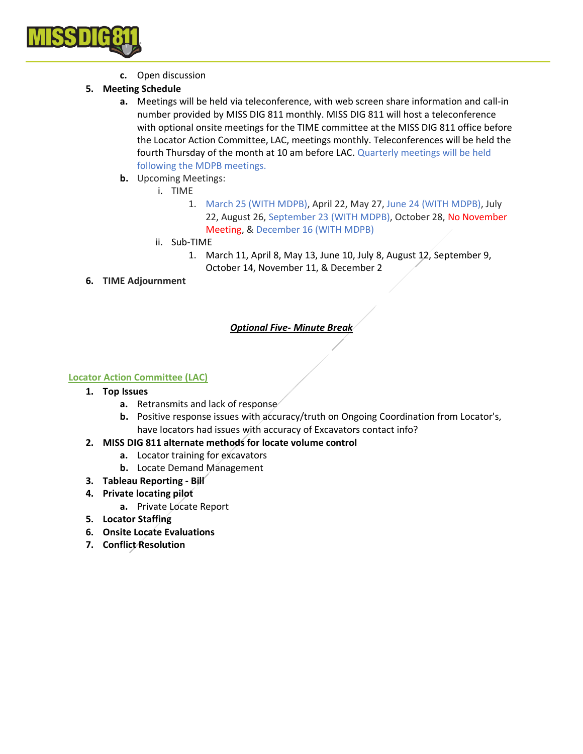c. Open discussion

5. **Meeting Schedule**
   a. Meetings will be held via teleconference, with web screen share information and call-in number provided by MISS DIG 811 monthly. MISS DIG 811 will host a teleconference with optional onsite meetings for the TIME committee at the MISS DIG 811 office before the Locator Action Committee, LAC, meetings monthly. Teleconferences will be held the fourth Thursday of the month at 10 am before LAC. Quarterly meetings will be held following the MDPB meetings.
   b. Upcoming Meetings:
      i. TIME
         1. March 25 (WITH MDPB), April 22, May 27, June 24 (WITH MDPB), July 22, August 26, September 23 (WITH MDPB), October 28, No November Meeting, & December 16 (WITH MDPB)
      ii. Sub-TIME
         1. March 11, April 8, May 13, June 10, July 8, August 12, September 9, October 14, November 11, & December 2

6. **TIME Adjournment**

***Optional Five- Minute Break***

## Locator Action Committee (LAC)

1. **Top Issues**
   a. Retransmits and lack of response
   b. Positive response issues with accuracy/truth on Ongoing Coordination from Locator's, have locators had issues with accuracy of Excavators contact info?
2. **MISS DIG 811 alternate methods for locate volume control**
   a. Locator training for excavators
   b. Locate Demand Management
3. **Tableau Reporting - Bill**
4. **Private locating pilot**
   a. Private Locate Report
5. **Locator Staffing**
6. **Onsite Locate Evaluations**
7. **Conflict Resolution**